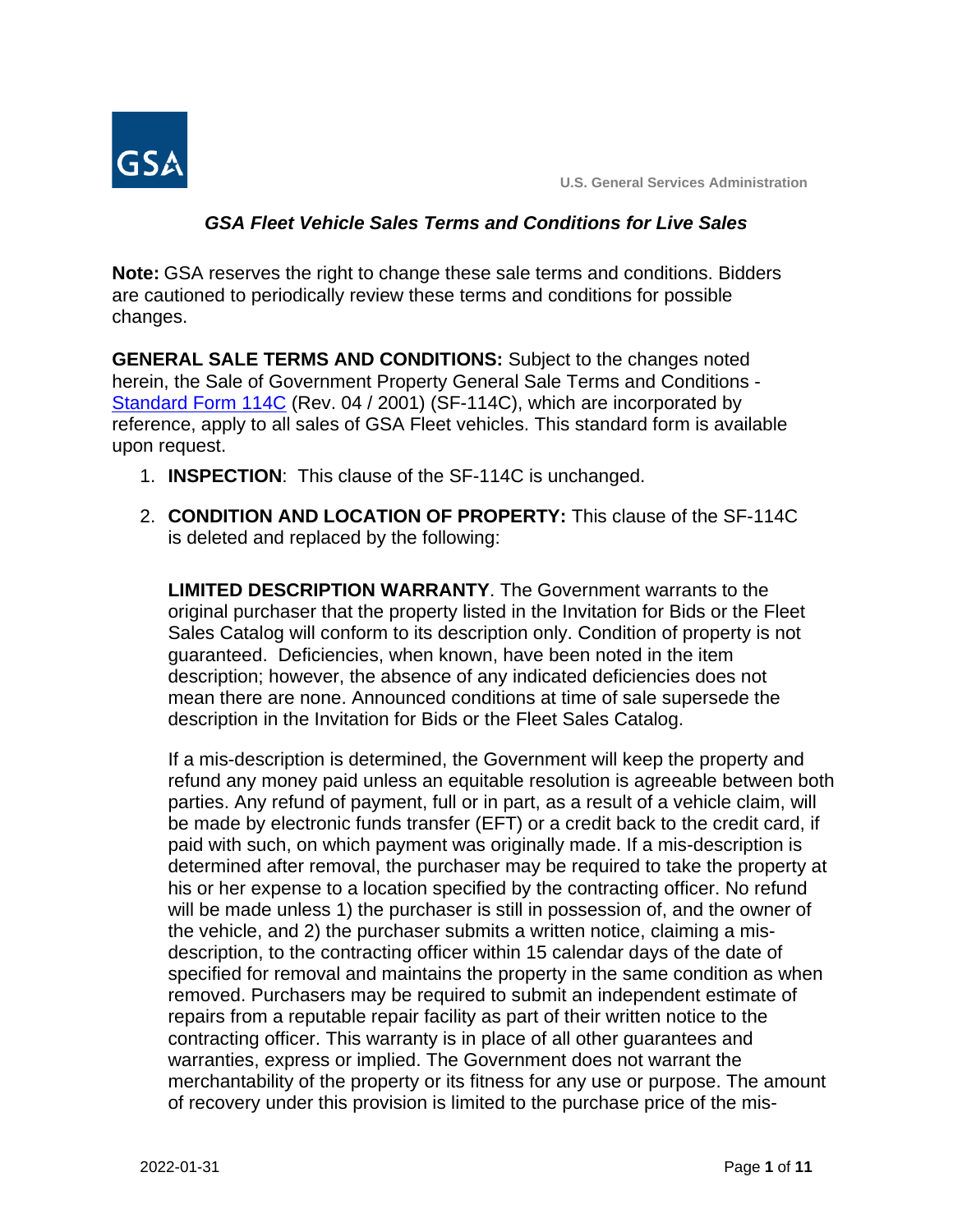U.S. General Services Administration

## *GSA Fleet Vehicle Sales Terms and Conditions for Live Sales*

**Note:** GSA reserves the right to change these sale terms and conditions. Bidders are cautioned to periodically review these terms and conditions for possible changes.

**GENERAL SALE TERMS AND CONDITIONS:** Subject to the changes noted herein, the Sale of Government Property General Sale Terms and Conditions - Standard Form 114C (Rev. 04 / 2001) (SF-114C), which are incorporated by reference, apply to all sales of GSA Fleet vehicles. This standard form is available upon request.

1. **INSPECTION**: This clause of the SF-114C is unchanged.

2. **CONDITION AND LOCATION OF PROPERTY:** This clause of the SF-114C is deleted and replaced by the following:

   **LIMITED DESCRIPTION WARRANTY**. The Government warrants to the original purchaser that the property listed in the Invitation for Bids or the Fleet Sales Catalog will conform to its description only. Condition of property is not guaranteed. Deficiencies, when known, have been noted in the item description; however, the absence of any indicated deficiencies does not mean there are none. Announced conditions at time of sale supersede the description in the Invitation for Bids or the Fleet Sales Catalog.

   If a mis-description is determined, the Government will keep the property and refund any money paid unless an equitable resolution is agreeable between both parties. Any refund of payment, full or in part, as a result of a vehicle claim, will be made by electronic funds transfer (EFT) or a credit back to the credit card, if paid with such, on which payment was originally made. If a mis-description is determined after removal, the purchaser may be required to take the property at his or her expense to a location specified by the contracting officer. No refund will be made unless 1) the purchaser is still in possession of, and the owner of the vehicle, and 2) the purchaser submits a written notice, claiming a mis-description, to the contracting officer within 15 calendar days of the date of specified for removal and maintains the property in the same condition as when removed. Purchasers may be required to submit an independent estimate of repairs from a reputable repair facility as part of their written notice to the contracting officer. This warranty is in place of all other guarantees and warranties, express or implied. The Government does not warrant the merchantability of the property or its fitness for any use or purpose. The amount of recovery under this provision is limited to the purchase price of the mis-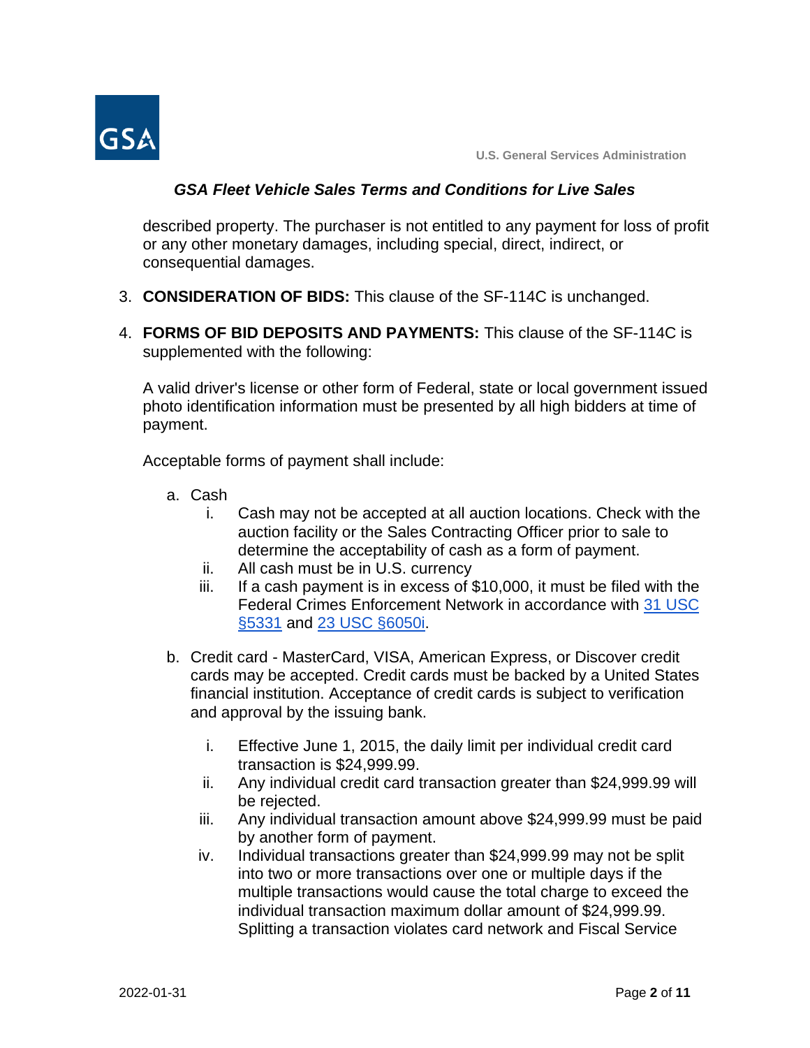described property. The purchaser is not entitled to any payment for loss of profit or any other monetary damages, including special, direct, indirect, or consequential damages.

3. **CONSIDERATION OF BIDS:** This clause of the SF-114C is unchanged.

4. **FORMS OF BID DEPOSITS AND PAYMENTS:** This clause of the SF-114C is supplemented with the following:

   A valid driver's license or other form of Federal, state or local government issued photo identification information must be presented by all high bidders at time of payment.

   Acceptable forms of payment shall include:

   a. Cash
      i. Cash may not be accepted at all auction locations. Check with the auction facility or the Sales Contracting Officer prior to sale to determine the acceptability of cash as a form of payment.
      ii. All cash must be in U.S. currency
      iii. If a cash payment is in excess of $10,000, it must be filed with the Federal Crimes Enforcement Network in accordance with [31 USC §5331]() and [23 USC §6050i]().

   b. Credit card - MasterCard, VISA, American Express, or Discover credit cards may be accepted. Credit cards must be backed by a United States financial institution. Acceptance of credit cards is subject to verification and approval by the issuing bank.

      i. Effective June 1, 2015, the daily limit per individual credit card transaction is $24,999.99.
      ii. Any individual credit card transaction greater than $24,999.99 will be rejected.
      iii. Any individual transaction amount above $24,999.99 must be paid by another form of payment.
      iv. Individual transactions greater than $24,999.99 may not be split into two or more transactions over one or multiple days if the multiple transactions would cause the total charge to exceed the individual transaction maximum dollar amount of $24,999.99. Splitting a transaction violates card network and Fiscal Service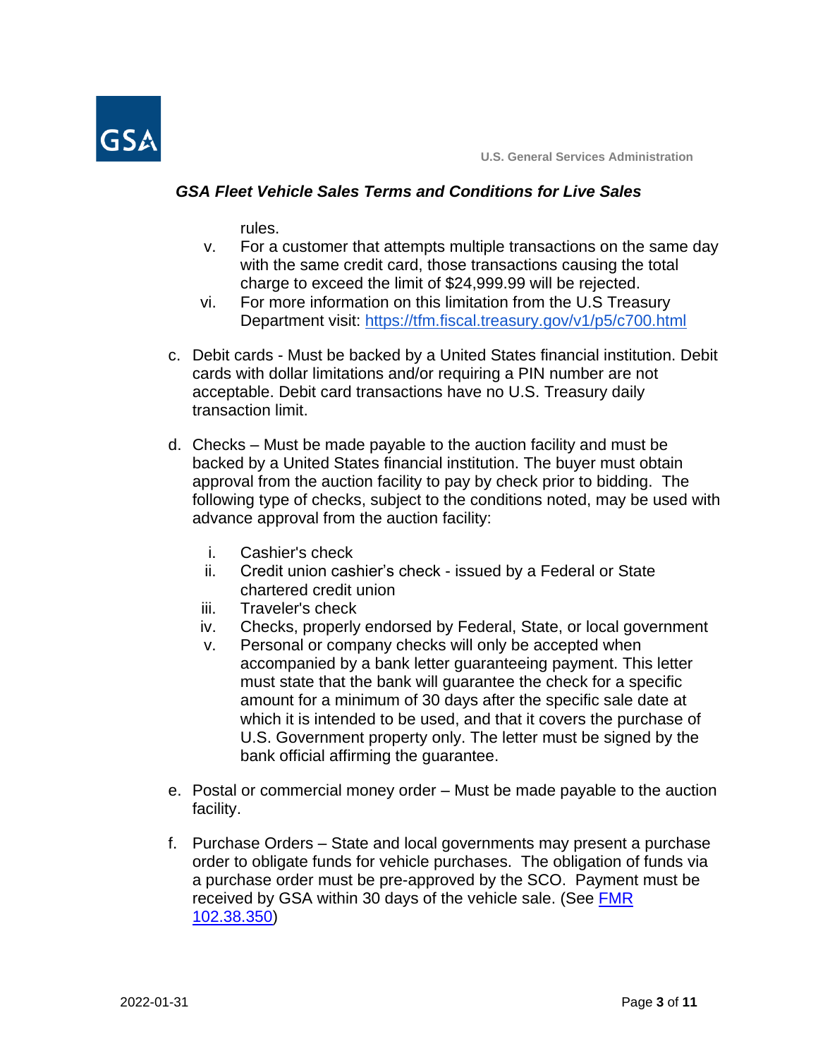rules.

v. For a customer that attempts multiple transactions on the same day with the same credit card, those transactions causing the total charge to exceed the limit of $24,999.99 will be rejected.

vi. For more information on this limitation from the U.S Treasury Department visit: [https://tfm.fiscal.treasury.gov/v1/p5/c700.html](https://tfm.fiscal.treasury.gov/v1/p5/c700.html)

c. Debit cards - Must be backed by a United States financial institution. Debit cards with dollar limitations and/or requiring a PIN number are not acceptable. Debit card transactions have no U.S. Treasury daily transaction limit.

d. Checks – Must be made payable to the auction facility and must be backed by a United States financial institution. The buyer must obtain approval from the auction facility to pay by check prior to bidding. The following type of checks, subject to the conditions noted, may be used with advance approval from the auction facility:

   i. Cashier's check
   ii. Credit union cashier's check - issued by a Federal or State chartered credit union
   iii. Traveler's check
   iv. Checks, properly endorsed by Federal, State, or local government
   v. Personal or company checks will only be accepted when accompanied by a bank letter guaranteeing payment. This letter must state that the bank will guarantee the check for a specific amount for a minimum of 30 days after the specific sale date at which it is intended to be used, and that it covers the purchase of U.S. Government property only. The letter must be signed by the bank official affirming the guarantee.

e. Postal or commercial money order – Must be made payable to the auction facility.

f. Purchase Orders – State and local governments may present a purchase order to obligate funds for vehicle purchases. The obligation of funds via a purchase order must be pre-approved by the SCO. Payment must be received by GSA within 30 days of the vehicle sale. (See [FMR 102.38.350](FMR 102.38.350))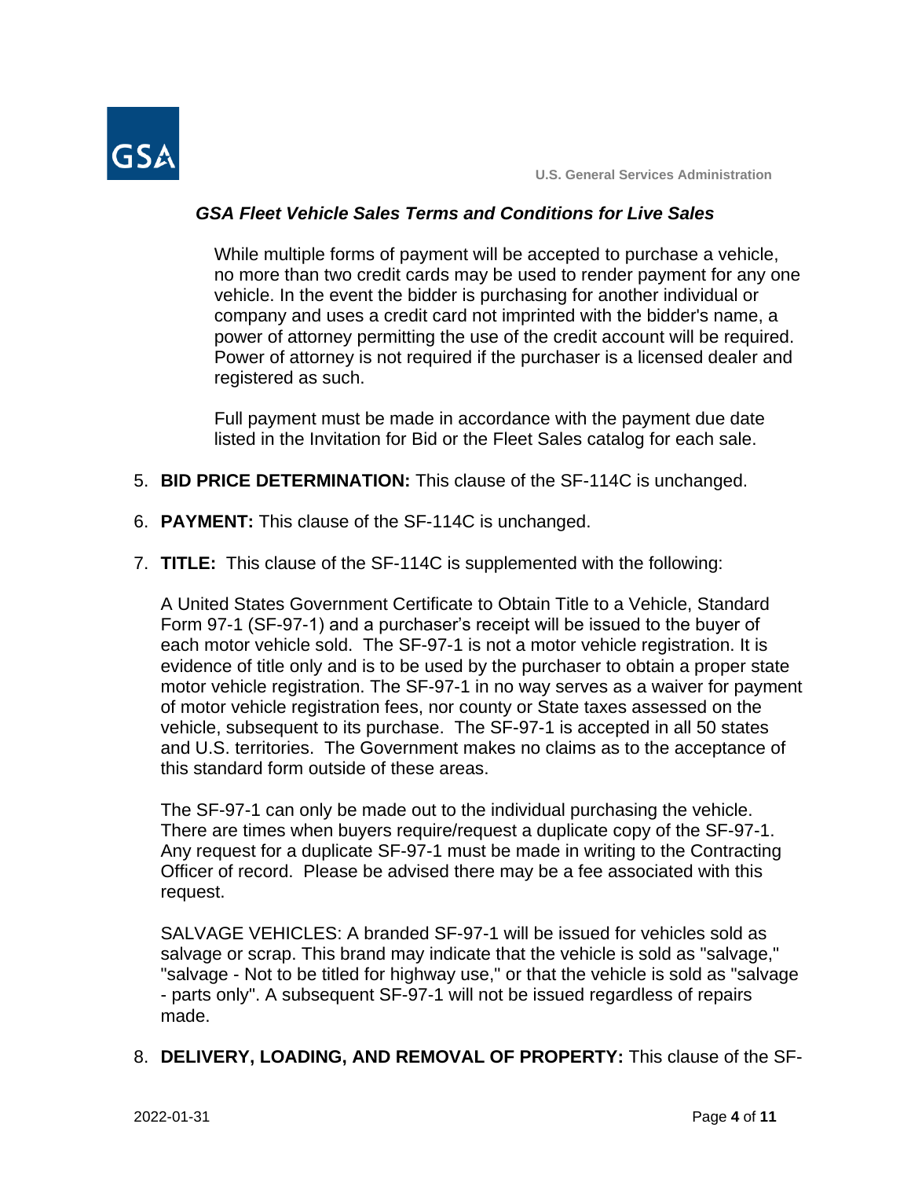*GSA Fleet Vehicle Sales Terms and Conditions for Live Sales*

While multiple forms of payment will be accepted to purchase a vehicle, no more than two credit cards may be used to render payment for any one vehicle. In the event the bidder is purchasing for another individual or company and uses a credit card not imprinted with the bidder's name, a power of attorney permitting the use of the credit account will be required. Power of attorney is not required if the purchaser is a licensed dealer and registered as such.

Full payment must be made in accordance with the payment due date listed in the Invitation for Bid or the Fleet Sales catalog for each sale.

5. **BID PRICE DETERMINATION:** This clause of the SF-114C is unchanged.

6. **PAYMENT:** This clause of the SF-114C is unchanged.

7. **TITLE:** This clause of the SF-114C is supplemented with the following:

   A United States Government Certificate to Obtain Title to a Vehicle, Standard Form 97-1 (SF-97-1) and a purchaser's receipt will be issued to the buyer of each motor vehicle sold. The SF-97-1 is not a motor vehicle registration. It is evidence of title only and is to be used by the purchaser to obtain a proper state motor vehicle registration. The SF-97-1 in no way serves as a waiver for payment of motor vehicle registration fees, nor county or State taxes assessed on the vehicle, subsequent to its purchase. The SF-97-1 is accepted in all 50 states and U.S. territories. The Government makes no claims as to the acceptance of this standard form outside of these areas.

   The SF-97-1 can only be made out to the individual purchasing the vehicle. There are times when buyers require/request a duplicate copy of the SF-97-1. Any request for a duplicate SF-97-1 must be made in writing to the Contracting Officer of record. Please be advised there may be a fee associated with this request.

   SALVAGE VEHICLES: A branded SF-97-1 will be issued for vehicles sold as salvage or scrap. This brand may indicate that the vehicle is sold as "salvage," "salvage - Not to be titled for highway use," or that the vehicle is sold as "salvage - parts only". A subsequent SF-97-1 will not be issued regardless of repairs made.

8. **DELIVERY, LOADING, AND REMOVAL OF PROPERTY:** This clause of the SF-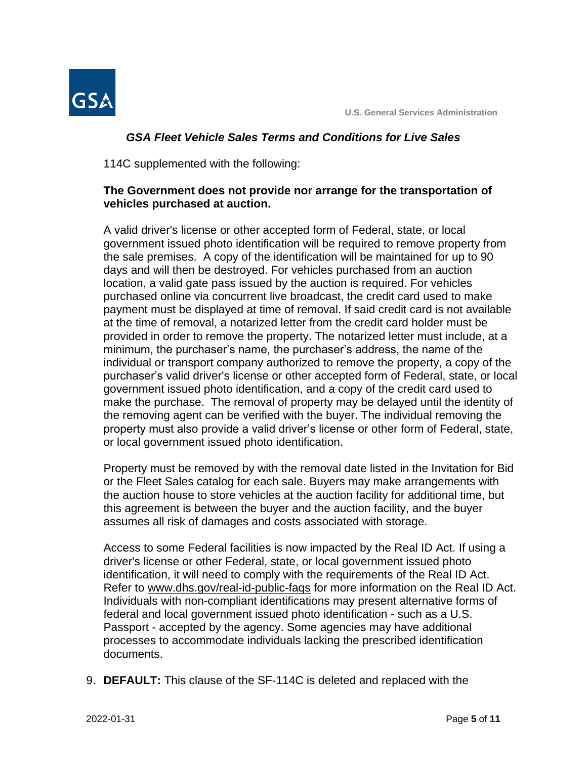114C supplemented with the following:

**The Government does not provide nor arrange for the transportation of vehicles purchased at auction.**

A valid driver's license or other accepted form of Federal, state, or local government issued photo identification will be required to remove property from the sale premises. A copy of the identification will be maintained for up to 90 days and will then be destroyed. For vehicles purchased from an auction location, a valid gate pass issued by the auction is required. For vehicles purchased online via concurrent live broadcast, the credit card used to make payment must be displayed at time of removal. If said credit card is not available at the time of removal, a notarized letter from the credit card holder must be provided in order to remove the property. The notarized letter must include, at a minimum, the purchaser's name, the purchaser's address, the name of the individual or transport company authorized to remove the property, a copy of the purchaser's valid driver's license or other accepted form of Federal, state, or local government issued photo identification, and a copy of the credit card used to make the purchase. The removal of property may be delayed until the identity of the removing agent can be verified with the buyer. The individual removing the property must also provide a valid driver's license or other form of Federal, state, or local government issued photo identification.

Property must be removed by with the removal date listed in the Invitation for Bid or the Fleet Sales catalog for each sale. Buyers may make arrangements with the auction house to store vehicles at the auction facility for additional time, but this agreement is between the buyer and the auction facility, and the buyer assumes all risk of damages and costs associated with storage.

Access to some Federal facilities is now impacted by the Real ID Act. If using a driver's license or other Federal, state, or local government issued photo identification, it will need to comply with the requirements of the Real ID Act. Refer to www.dhs.gov/real-id-public-faqs for more information on the Real ID Act. Individuals with non-compliant identifications may present alternative forms of federal and local government issued photo identification - such as a U.S. Passport - accepted by the agency. Some agencies may have additional processes to accommodate individuals lacking the prescribed identification documents.

9. **DEFAULT:** This clause of the SF-114C is deleted and replaced with the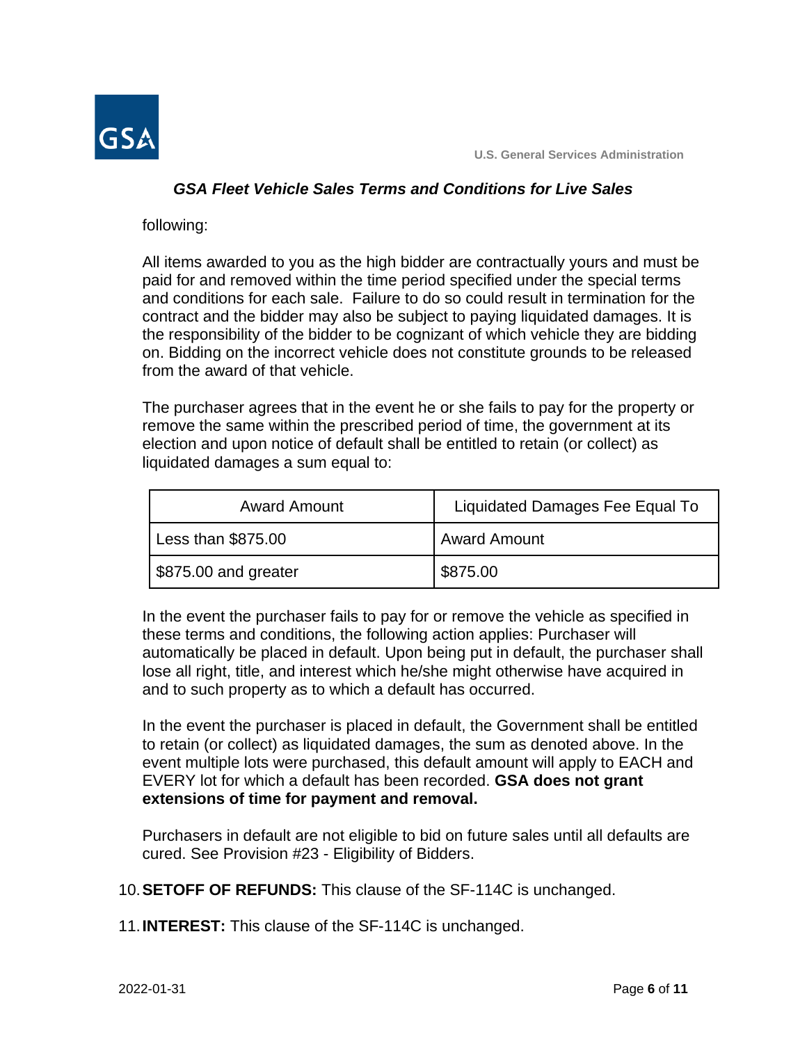following:

All items awarded to you as the high bidder are contractually yours and must be paid for and removed within the time period specified under the special terms and conditions for each sale. Failure to do so could result in termination for the contract and the bidder may also be subject to paying liquidated damages. It is the responsibility of the bidder to be cognizant of which vehicle they are bidding on. Bidding on the incorrect vehicle does not constitute grounds to be released from the award of that vehicle.

The purchaser agrees that in the event he or she fails to pay for the property or remove the same within the prescribed period of time, the government at its election and upon notice of default shall be entitled to retain (or collect) as liquidated damages a sum equal to:

| Award Amount | Liquidated Damages Fee Equal To |
|---|---|
| Less than $875.00 | Award Amount |
| $875.00 and greater | $875.00 |

In the event the purchaser fails to pay for or remove the vehicle as specified in these terms and conditions, the following action applies: Purchaser will automatically be placed in default. Upon being put in default, the purchaser shall lose all right, title, and interest which he/she might otherwise have acquired in and to such property as to which a default has occurred.

In the event the purchaser is placed in default, the Government shall be entitled to retain (or collect) as liquidated damages, the sum as denoted above. In the event multiple lots were purchased, this default amount will apply to EACH and EVERY lot for which a default has been recorded. **GSA does not grant extensions of time for payment and removal.**

Purchasers in default are not eligible to bid on future sales until all defaults are cured. See Provision #23 - Eligibility of Bidders.

10. **SETOFF OF REFUNDS:** This clause of the SF-114C is unchanged.

11. **INTEREST:** This clause of the SF-114C is unchanged.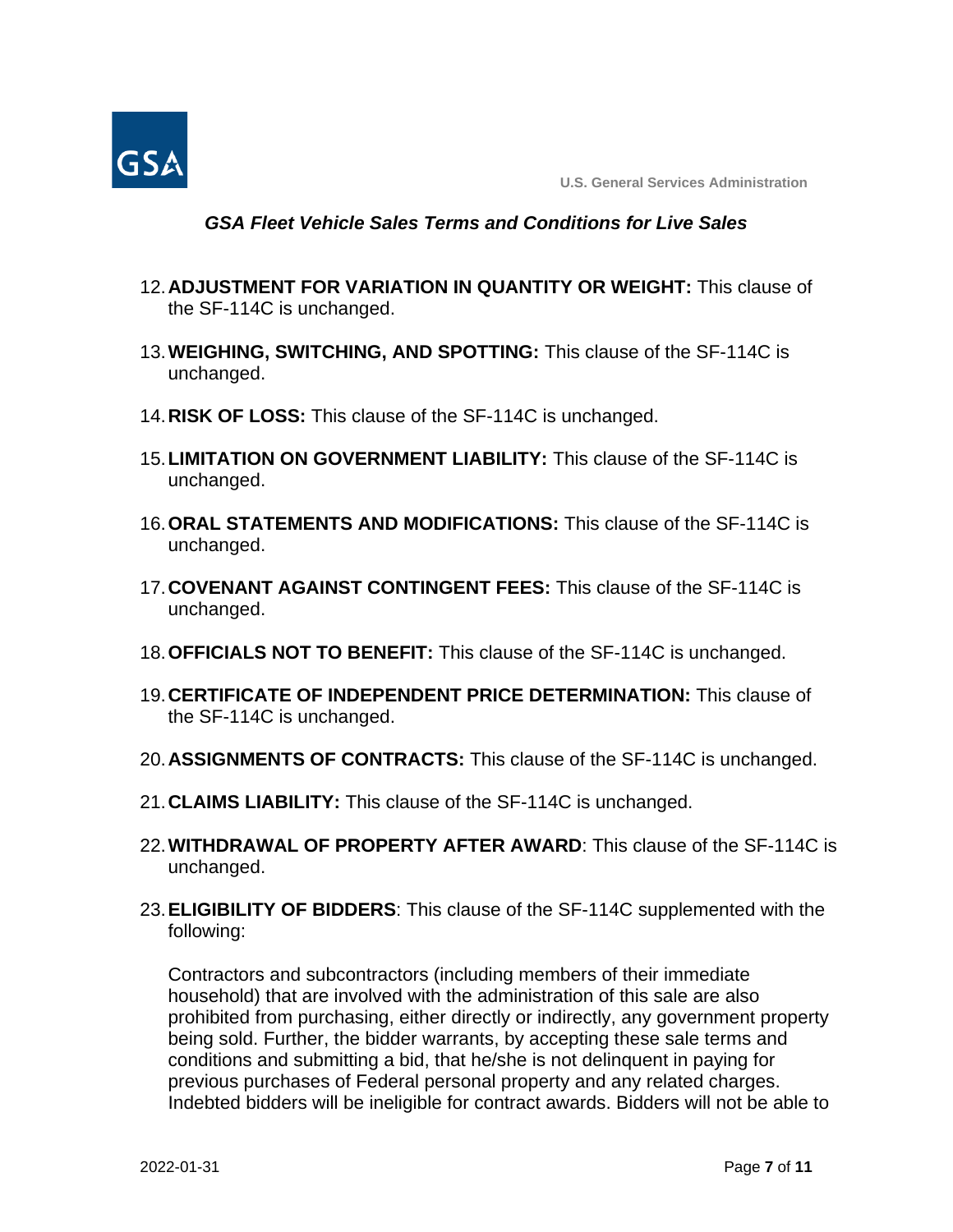12. **ADJUSTMENT FOR VARIATION IN QUANTITY OR WEIGHT:** This clause of the SF-114C is unchanged.

13. **WEIGHING, SWITCHING, AND SPOTTING:** This clause of the SF-114C is unchanged.

14. **RISK OF LOSS:** This clause of the SF-114C is unchanged.

15. **LIMITATION ON GOVERNMENT LIABILITY:** This clause of the SF-114C is unchanged.

16. **ORAL STATEMENTS AND MODIFICATIONS:** This clause of the SF-114C is unchanged.

17. **COVENANT AGAINST CONTINGENT FEES:** This clause of the SF-114C is unchanged.

18. **OFFICIALS NOT TO BENEFIT:** This clause of the SF-114C is unchanged.

19. **CERTIFICATE OF INDEPENDENT PRICE DETERMINATION:** This clause of the SF-114C is unchanged.

20. **ASSIGNMENTS OF CONTRACTS:** This clause of the SF-114C is unchanged.

21. **CLAIMS LIABILITY:** This clause of the SF-114C is unchanged.

22. **WITHDRAWAL OF PROPERTY AFTER AWARD**: This clause of the SF-114C is unchanged.

23. **ELIGIBILITY OF BIDDERS**: This clause of the SF-114C supplemented with the following:

    Contractors and subcontractors (including members of their immediate household) that are involved with the administration of this sale are also prohibited from purchasing, either directly or indirectly, any government property being sold. Further, the bidder warrants, by accepting these sale terms and conditions and submitting a bid, that he/she is not delinquent in paying for previous purchases of Federal personal property and any related charges. Indebted bidders will be ineligible for contract awards. Bidders will not be able to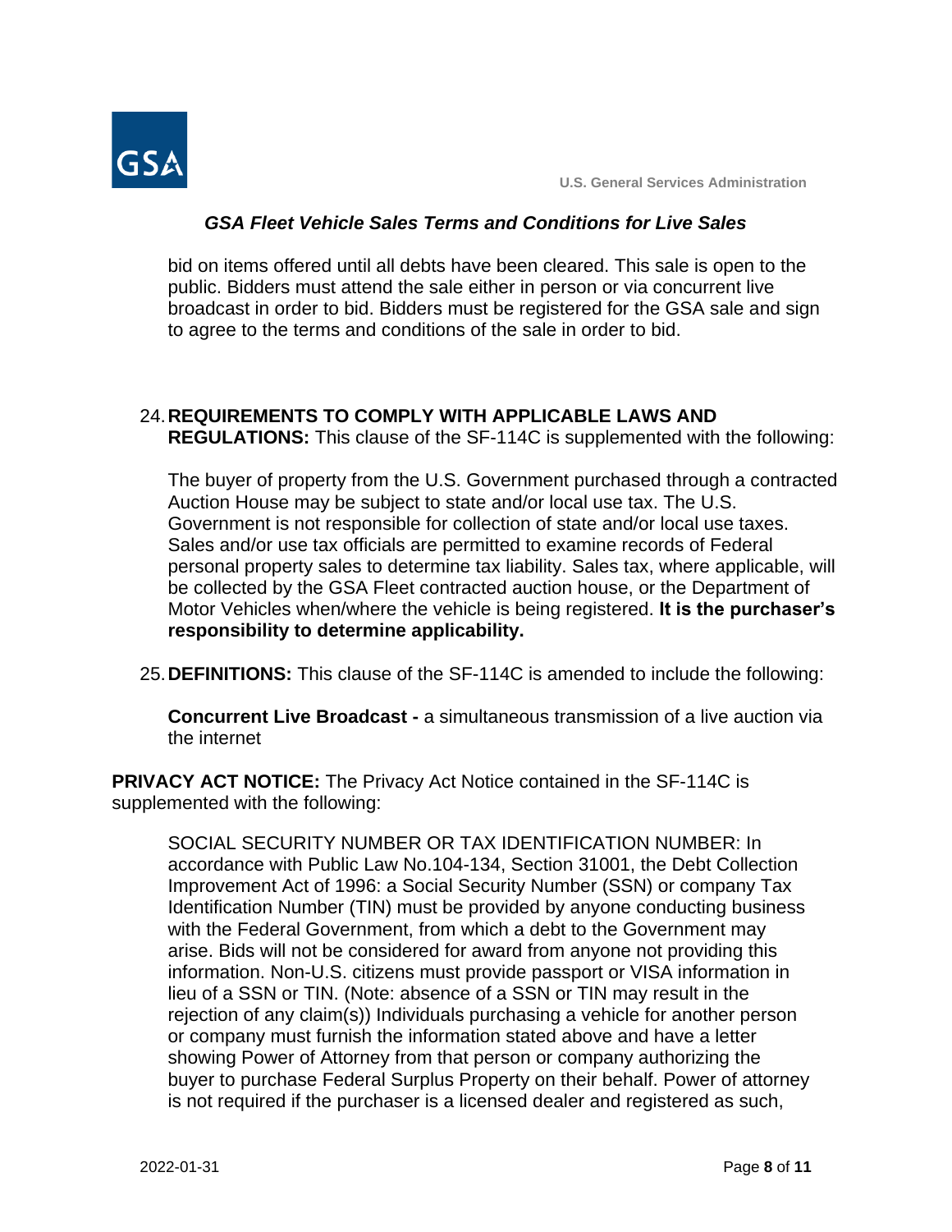bid on items offered until all debts have been cleared. This sale is open to the public. Bidders must attend the sale either in person or via concurrent live broadcast in order to bid. Bidders must be registered for the GSA sale and sign to agree to the terms and conditions of the sale in order to bid.

24. **REQUIREMENTS TO COMPLY WITH APPLICABLE LAWS AND REGULATIONS:** This clause of the SF-114C is supplemented with the following:

    The buyer of property from the U.S. Government purchased through a contracted Auction House may be subject to state and/or local use tax. The U.S. Government is not responsible for collection of state and/or local use taxes. Sales and/or use tax officials are permitted to examine records of Federal personal property sales to determine tax liability. Sales tax, where applicable, will be collected by the GSA Fleet contracted auction house, or the Department of Motor Vehicles when/where the vehicle is being registered. **It is the purchaser's responsibility to determine applicability.**

25. **DEFINITIONS:** This clause of the SF-114C is amended to include the following:

    **Concurrent Live Broadcast -** a simultaneous transmission of a live auction via the internet

**PRIVACY ACT NOTICE:** The Privacy Act Notice contained in the SF-114C is supplemented with the following:

SOCIAL SECURITY NUMBER OR TAX IDENTIFICATION NUMBER: In accordance with Public Law No.104-134, Section 31001, the Debt Collection Improvement Act of 1996: a Social Security Number (SSN) or company Tax Identification Number (TIN) must be provided by anyone conducting business with the Federal Government, from which a debt to the Government may arise. Bids will not be considered for award from anyone not providing this information. Non-U.S. citizens must provide passport or VISA information in lieu of a SSN or TIN. (Note: absence of a SSN or TIN may result in the rejection of any claim(s)) Individuals purchasing a vehicle for another person or company must furnish the information stated above and have a letter showing Power of Attorney from that person or company authorizing the buyer to purchase Federal Surplus Property on their behalf. Power of attorney is not required if the purchaser is a licensed dealer and registered as such,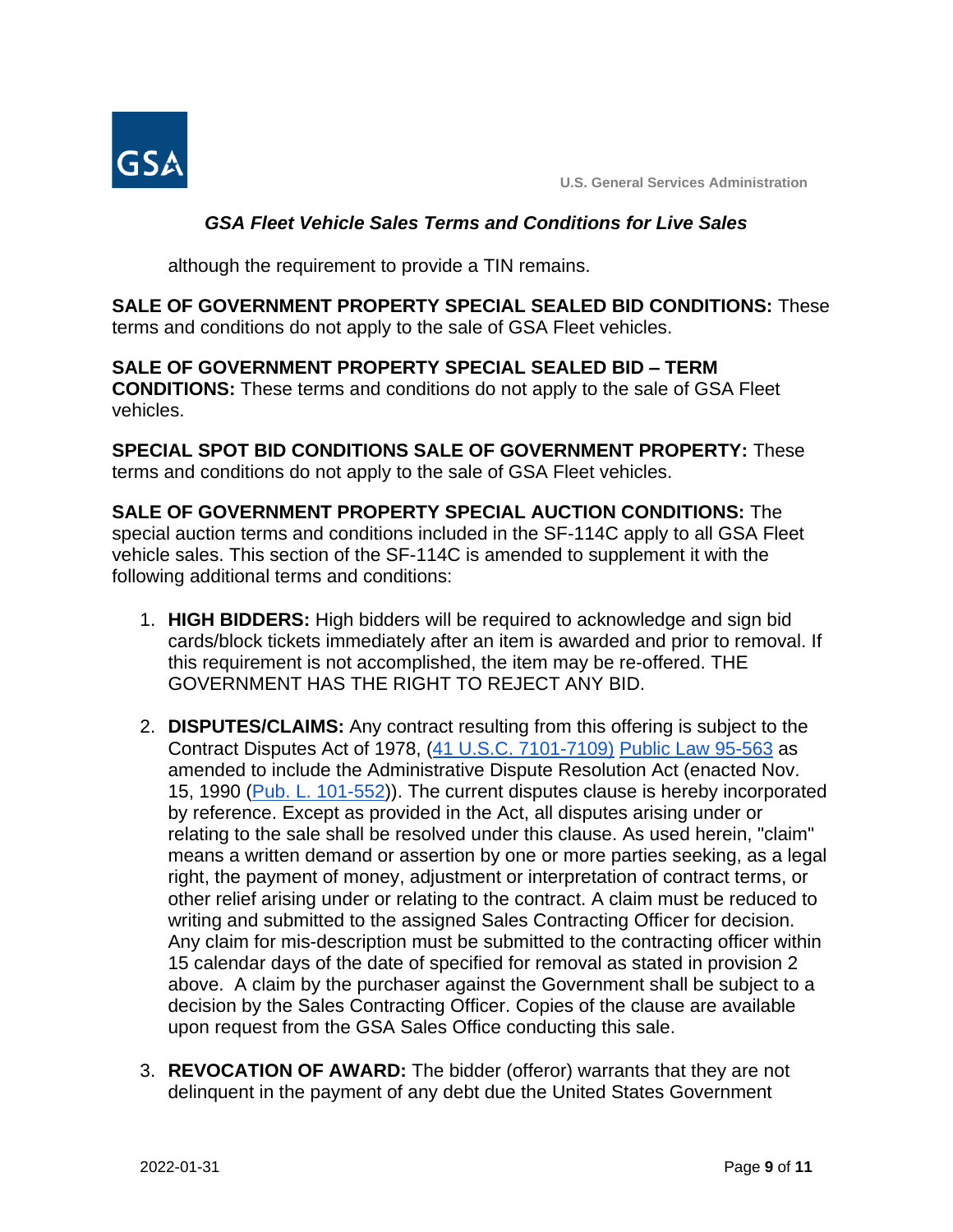although the requirement to provide a TIN remains.

**SALE OF GOVERNMENT PROPERTY SPECIAL SEALED BID CONDITIONS:** These terms and conditions do not apply to the sale of GSA Fleet vehicles.

**SALE OF GOVERNMENT PROPERTY SPECIAL SEALED BID – TERM CONDITIONS:** These terms and conditions do not apply to the sale of GSA Fleet vehicles.

**SPECIAL SPOT BID CONDITIONS SALE OF GOVERNMENT PROPERTY:** These terms and conditions do not apply to the sale of GSA Fleet vehicles.

**SALE OF GOVERNMENT PROPERTY SPECIAL AUCTION CONDITIONS:** The special auction terms and conditions included in the SF-114C apply to all GSA Fleet vehicle sales. This section of the SF-114C is amended to supplement it with the following additional terms and conditions:

1. **HIGH BIDDERS:** High bidders will be required to acknowledge and sign bid cards/block tickets immediately after an item is awarded and prior to removal. If this requirement is not accomplished, the item may be re-offered. THE GOVERNMENT HAS THE RIGHT TO REJECT ANY BID.

2. **DISPUTES/CLAIMS:** Any contract resulting from this offering is subject to the Contract Disputes Act of 1978, (41 U.S.C. 7101-7109) Public Law 95-563 as amended to include the Administrative Dispute Resolution Act (enacted Nov. 15, 1990 (Pub. L. 101-552)). The current disputes clause is hereby incorporated by reference. Except as provided in the Act, all disputes arising under or relating to the sale shall be resolved under this clause. As used herein, "claim" means a written demand or assertion by one or more parties seeking, as a legal right, the payment of money, adjustment or interpretation of contract terms, or other relief arising under or relating to the contract. A claim must be reduced to writing and submitted to the assigned Sales Contracting Officer for decision. Any claim for mis-description must be submitted to the contracting officer within 15 calendar days of the date of specified for removal as stated in provision 2 above. A claim by the purchaser against the Government shall be subject to a decision by the Sales Contracting Officer. Copies of the clause are available upon request from the GSA Sales Office conducting this sale.

3. **REVOCATION OF AWARD:** The bidder (offeror) warrants that they are not delinquent in the payment of any debt due the United States Government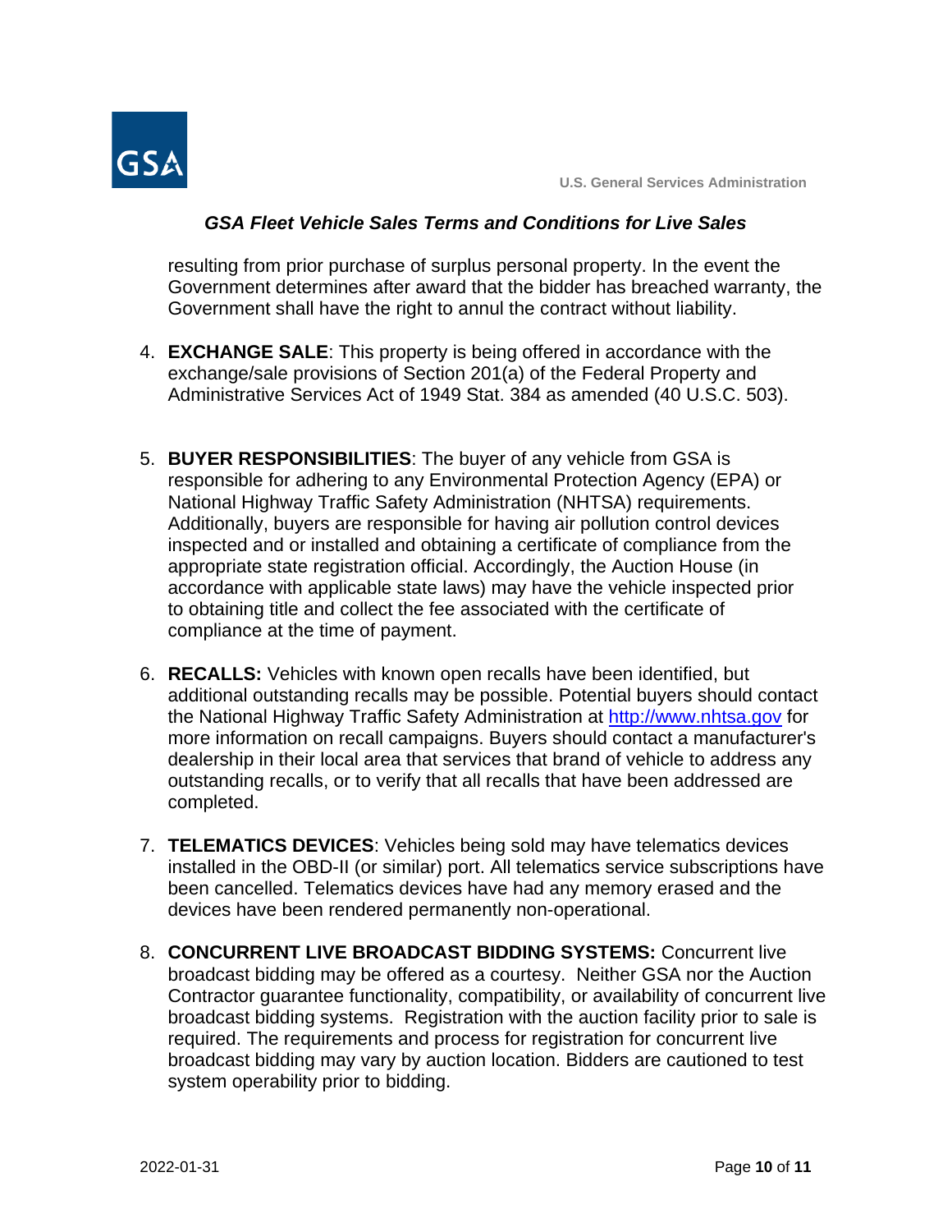resulting from prior purchase of surplus personal property. In the event the Government determines after award that the bidder has breached warranty, the Government shall have the right to annul the contract without liability.

4. **EXCHANGE SALE**: This property is being offered in accordance with the exchange/sale provisions of Section 201(a) of the Federal Property and Administrative Services Act of 1949 Stat. 384 as amended (40 U.S.C. 503).

5. **BUYER RESPONSIBILITIES**: The buyer of any vehicle from GSA is responsible for adhering to any Environmental Protection Agency (EPA) or National Highway Traffic Safety Administration (NHTSA) requirements. Additionally, buyers are responsible for having air pollution control devices inspected and or installed and obtaining a certificate of compliance from the appropriate state registration official. Accordingly, the Auction House (in accordance with applicable state laws) may have the vehicle inspected prior to obtaining title and collect the fee associated with the certificate of compliance at the time of payment.

6. **RECALLS:** Vehicles with known open recalls have been identified, but additional outstanding recalls may be possible. Potential buyers should contact the National Highway Traffic Safety Administration at [http://www.nhtsa.gov](http://www.nhtsa.gov) for more information on recall campaigns. Buyers should contact a manufacturer's dealership in their local area that services that brand of vehicle to address any outstanding recalls, or to verify that all recalls that have been addressed are completed.

7. **TELEMATICS DEVICES**: Vehicles being sold may have telematics devices installed in the OBD-II (or similar) port. All telematics service subscriptions have been cancelled. Telematics devices have had any memory erased and the devices have been rendered permanently non-operational.

8. **CONCURRENT LIVE BROADCAST BIDDING SYSTEMS:** Concurrent live broadcast bidding may be offered as a courtesy. Neither GSA nor the Auction Contractor guarantee functionality, compatibility, or availability of concurrent live broadcast bidding systems. Registration with the auction facility prior to sale is required. The requirements and process for registration for concurrent live broadcast bidding may vary by auction location. Bidders are cautioned to test system operability prior to bidding.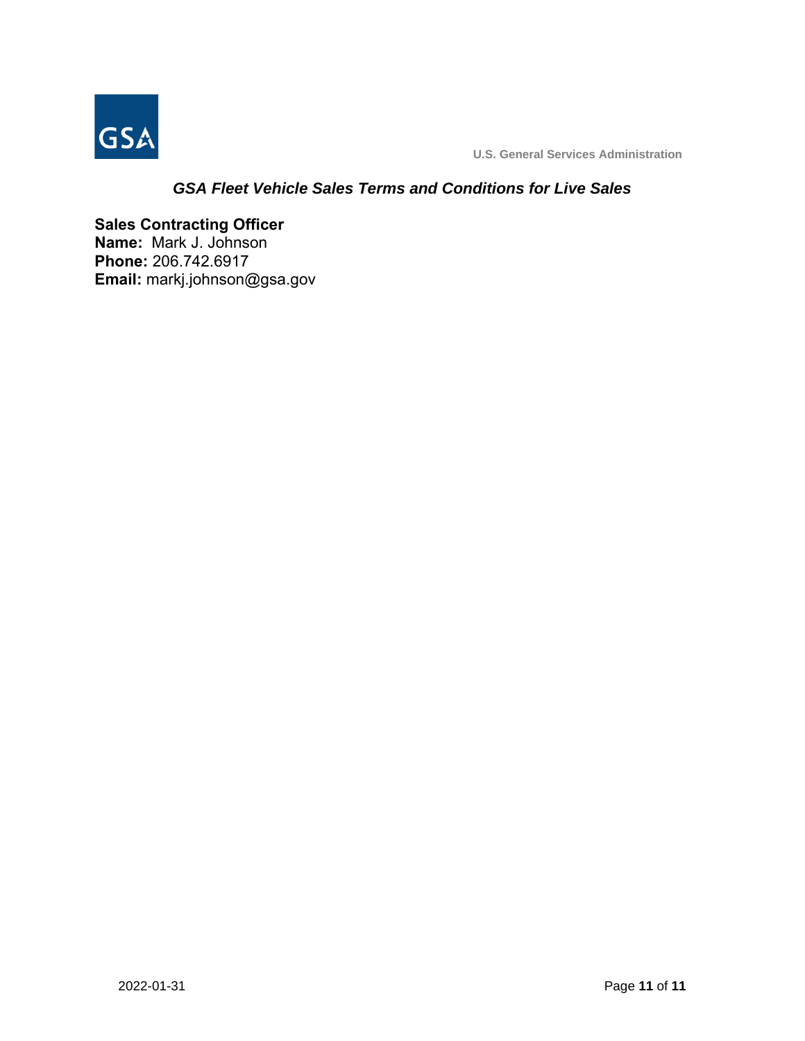*GSA Fleet Vehicle Sales Terms and Conditions for Live Sales*

**Sales Contracting Officer**
**Name:** Mark J. Johnson
**Phone:** 206.742.6917
**Email:** markj.johnson@gsa.gov